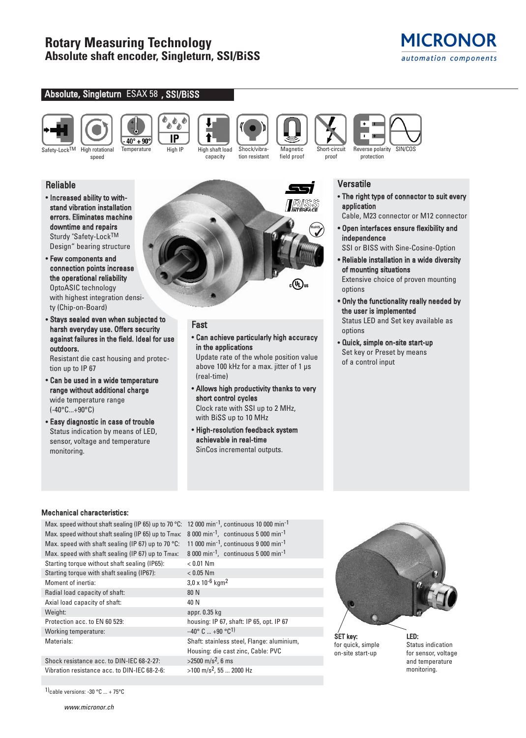# Rotary Measuring Technology
## Absolute shaft encoder, Singleturn, SSI/BiSS

MICRONOR
automation components

## Absolute, Singleturn ESAX 58 , SSI/BiSS

Safety-Lock™ | High rotational speed | Temperature (- 40° + 90°) | High IP | High shaft load capacity | Shock/vibration resistant | Magnetic field proof | Short-circuit proof | Reverse polarity protection | SIN/COS

### Reliable

- **Increased ability to withstand vibration installation errors. Eliminates machine downtime and repairs**
  Sturdy "Safety-Lock™ Design" bearing structure
- **Few components and connection points increase the operational reliability**
  OptoASIC technology with highest integration density (Chip-on-Board)
- **Stays sealed even when subjected to harsh everyday use. Offers security against failures in the field. Ideal for use outdoors.**
  Resistant die cast housing and protection up to IP 67
- **Can be used in a wide temperature range without additional charge**
  wide temperature range (-40°C...+90°C)
- **Easy diagnostic in case of trouble**
  Status indication by means of LED, sensor, voltage and temperature monitoring.

### Fast

- **Can achieve particularly high accuracy in the applications**
  Update rate of the whole position value above 100 kHz for a max. jitter of 1 µs (real-time)
- **Allows high productivity thanks to very short control cycles**
  Clock rate with SSI up to 2 MHz, with BiSS up to 10 MHz
- **High-resolution feedback system achievable in real-time**
  SinCos incremental outputs.

### Versatile

- **The right type of connector to suit every application**
  Cable, M23 connector or M12 connector
- **Open interfaces ensure flexibility and independence**
  SSI or BISS with Sine-Cosine-Option
- **Reliable installation in a wide diversity of mounting situations**
  Extensive choice of proven mounting options
- **Only the functionality really needed by the user is implemented**
  Status LED and Set key available as options
- **Quick, simple on-site start-up**
  Set key or Preset by means of a control input

### Mechanical characteristics:

| | |
|---|---|
| Max. speed without shaft sealing (IP 65) up to 70 °C: | 12 000 $min^{-1}$, continuous 10 000 $min^{-1}$ |
| Max. speed without shaft sealing (IP 65) up to Tmax: | 8 000 $min^{-1}$, continuous 5 000 $min^{-1}$ |
| Max. speed with shaft sealing (IP 67) up to 70 °C: | 11 000 $min^{-1}$, continuous 9 000 $min^{-1}$ |
| Max. speed with shaft sealing (IP 67) up to Tmax: | 8 000 $min^{-1}$, continuous 5 000 $min^{-1}$ |
| Starting torque without shaft sealing (IP65): | < 0.01 Nm |
| Starting torque with shaft sealing (IP67): | < 0.05 Nm |
| Moment of inertia: | 3,0 x $10^{-6}$ $kgm^2$ |
| Radial load capacity of shaft: | 80 N |
| Axial load capacity of shaft: | 40 N |
| Weight: | appr. 0.35 kg |
| Protection acc. to EN 60 529: | housing: IP 67, shaft: IP 65, opt. IP 67 |
| Working temperature: | –40° C ... +90 °C[1] |
| Materials: | Shaft: stainless steel, Flange: aluminium, Housing: die cast zinc, Cable: PVC |
| Shock resistance acc. to DIN-IEC 68-2-27: | >2500 $m/s^2$, 6 ms |
| Vibration resistance acc. to DIN-IEC 68-2-6: | >100 $m/s^2$, 55 ... 2000 Hz |

**SET key:** for quick, simple on-site start-up

**LED:** Status indication for sensor, voltage and temperature monitoring.

[1] cable versions: -30 °C ... + 75°C

www.micronor.ch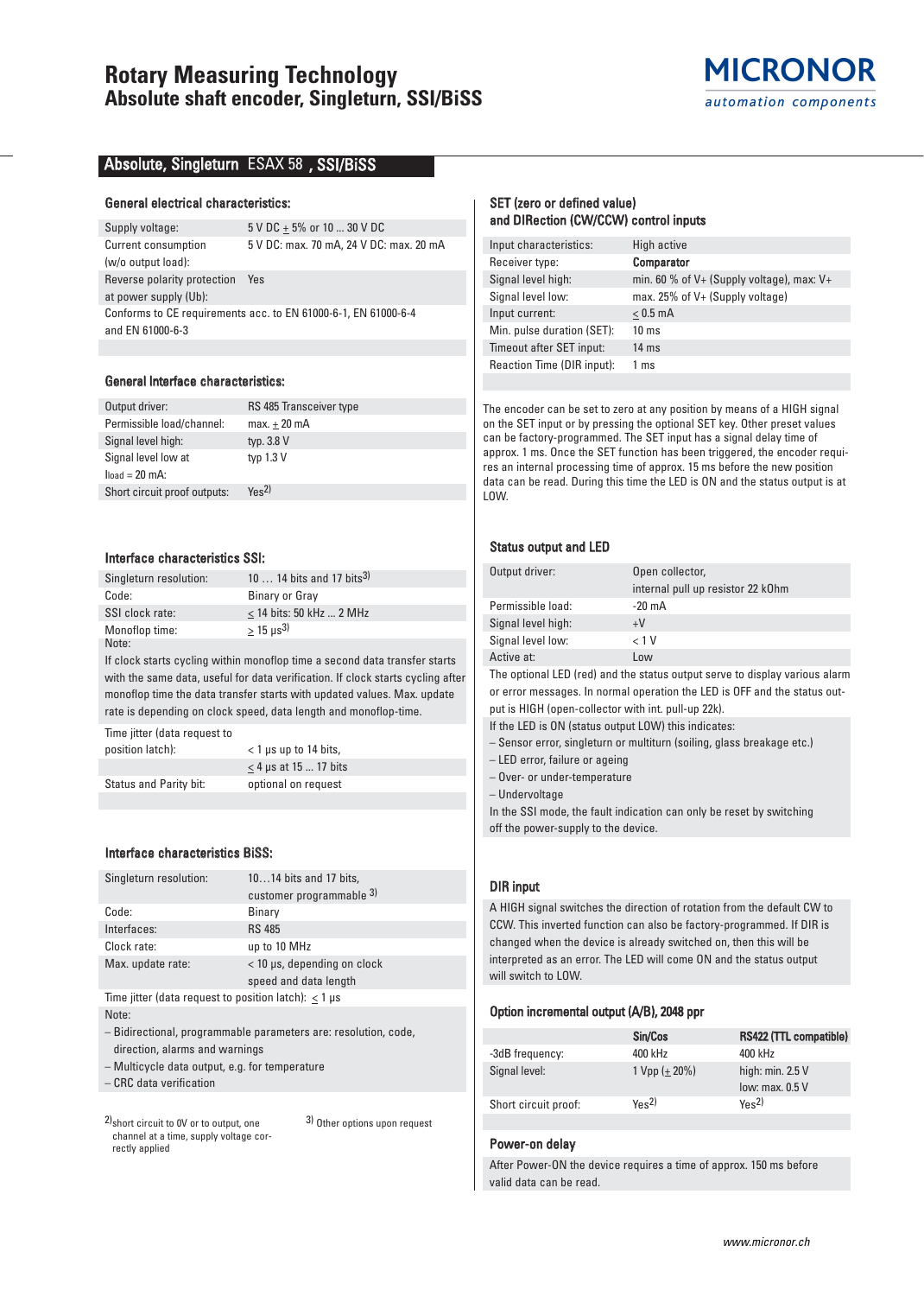# Rotary Measuring Technology
## Absolute shaft encoder, Singleturn, SSI/BiSS

MICRONOR
automation components

## Absolute, Singleturn ESAX 58 , SSI/BiSS

### General electrical characteristics:

| | |
|---|---|
| Supply voltage: | 5 V DC ± 5% or 10 ... 30 V DC |
| Current consumption (w/o output load): | 5 V DC: max. 70 mA, 24 V DC: max. 20 mA |
| Reverse polarity protection at power supply (Ub): | Yes |
| Conforms to CE requirements acc. to EN 61000-6-1, EN 61000-6-4 and EN 61000-6-3 | |

### General Interface characteristics:

| | |
|---|---|
| Output driver: | RS 485 Transceiver type |
| Permissible load/channel: | max. ± 20 mA |
| Signal level high: | typ. 3.8 V |
| Signal level low at $I_{load}$ = 20 mA: | typ 1.3 V |
| Short circuit proof outputs: | Yes[2] |

### Interface characteristics SSI:

| | |
|---|---|
| Singleturn resolution: | 10 … 14 bits and 17 bits[3] |
| Code: | Binary or Gray |
| SSI clock rate: | ≤ 14 bits: 50 kHz ... 2 MHz |
| Monoflop time: | ≥ 15 µs[3] |

Note:
If clock starts cycling within monoflop time a second data transfer starts with the same data, useful for data verification. If clock starts cycling after monoflop time the data transfer starts with updated values. Max. update rate is depending on clock speed, data length and monoflop-time.

| | |
|---|---|
| Time jitter (data request to position latch): | < 1 µs up to 14 bits, ≤ 4 µs at 15 ... 17 bits |
| Status and Parity bit: | optional on request |

### Interface characteristics BiSS:

| | |
|---|---|
| Singleturn resolution: | 10…14 bits and 17 bits, customer programmable [3] |
| Code: | Binary |
| Interfaces: | RS 485 |
| Clock rate: | up to 10 MHz |
| Max. update rate: | < 10 µs, depending on clock speed and data length |
| Time jitter (data request to position latch): ≤ 1 µs | |

Note:
- Bidirectional, programmable parameters are: resolution, code, direction, alarms and warnings
- Multicycle data output, e.g. for temperature
- CRC data verification

[2] short circuit to 0V or to output, one channel at a time, supply voltage correctly applied

[3] Other options upon request

### SET (zero or defined value) and DIRection (CW/CCW) control inputs

| | |
|---|---|
| Input characteristics: | High active |
| Receiver type: | **Comparator** |
| Signal level high: | min. 60 % of V+ (Supply voltage), max: V+ |
| Signal level low: | max. 25% of V+ (Supply voltage) |
| Input current: | ≤ 0.5 mA |
| Min. pulse duration (SET): | 10 ms |
| Timeout after SET input: | 14 ms |
| Reaction Time (DIR input): | 1 ms |

The encoder can be set to zero at any position by means of a HIGH signal on the SET input or by pressing the optional SET key. Other preset values can be factory-programmed. The SET input has a signal delay time of approx. 1 ms. Once the SET function has been triggered, the encoder requires an internal processing time of approx. 15 ms before the new position data can be read. During this time the LED is ON and the status output is at LOW.

### Status output and LED

| | |
|---|---|
| Output driver: | Open collector, internal pull up resistor 22 kOhm |
| Permissible load: | -20 mA |
| Signal level high: | +V |
| Signal level low: | < 1 V |
| Active at: | Low |

The optional LED (red) and the status output serve to display various alarm or error messages. In normal operation the LED is OFF and the status output is HIGH (open-collector with int. pull-up 22k).

If the LED is ON (status output LOW) this indicates:
- Sensor error, singleturn or multiturn (soiling, glass breakage etc.)
- LED error, failure or ageing
- Over- or under-temperature
- Undervoltage

In the SSI mode, the fault indication can only be reset by switching off the power-supply to the device.

### DIR input

A HIGH signal switches the direction of rotation from the default CW to CCW. This inverted function can also be factory-programmed. If DIR is changed when the device is already switched on, then this will be interpreted as an error. The LED will come ON and the status output will switch to LOW.

### Option incremental output (A/B), 2048 ppr

| | Sin/Cos | RS422 (TTL compatible) |
|---|---|---|
| -3dB frequency: | 400 kHz | 400 kHz |
| Signal level: | 1 Vpp (± 20%) | high: min. 2.5 V low: max. 0.5 V |
| Short circuit proof: | Yes[2] | Yes[2] |

### Power-on delay

After Power-ON the device requires a time of approx. 150 ms before valid data can be read.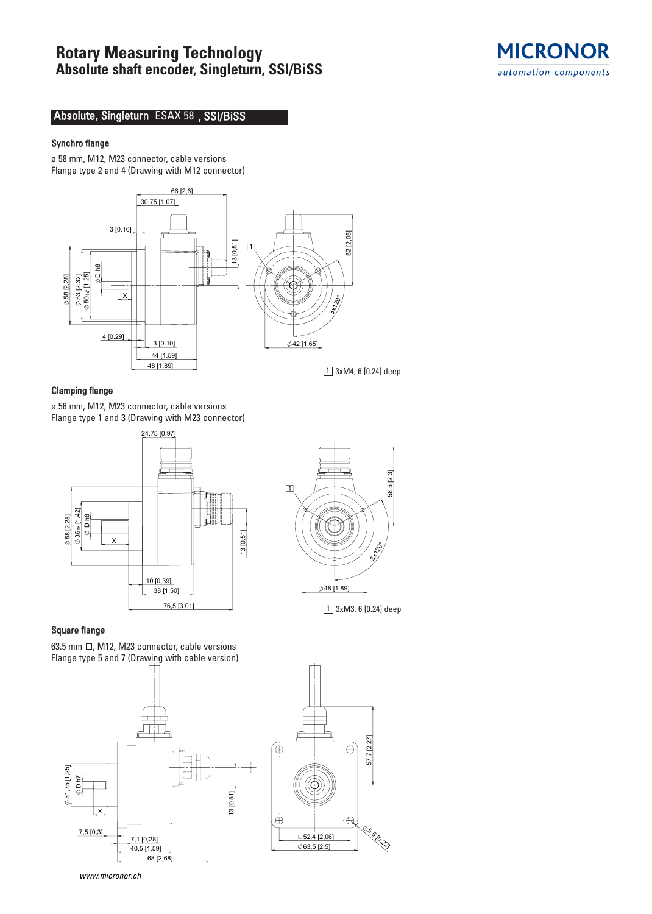# Rotary Measuring Technology
## Absolute shaft encoder, Singleturn, SSI/BiSS

MICRONOR
automation components

## Absolute, Singleturn ESAX 58 , SSI/BiSS

### Synchro flange

ø 58 mm, M12, M23 connector, cable versions
Flange type 2 and 4 (Drawing with M12 connector)

1 3xM4, 6 [0.24] deep

### Clamping flange

ø 58 mm, M12, M23 connector, cable versions
Flange type 1 and 3 (Drawing with M23 connector)

1 3xM3, 6 [0.24] deep

### Square flange

63.5 mm □, M12, M23 connector, cable versions
Flange type 5 and 7 (Drawing with cable version)

*www.micronor.ch*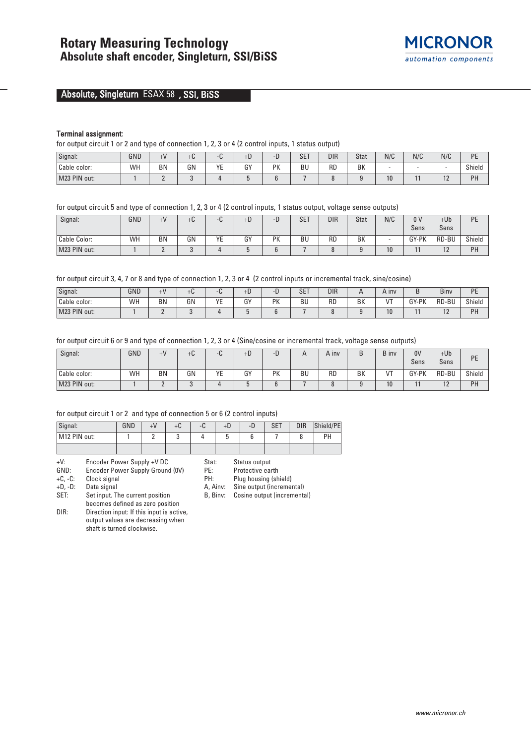# Rotary Measuring Technology
## Absolute shaft encoder, Singleturn, SSI/BiSS

MICRONOR
automation components

**Absolute, Singleturn** ESAX 58 **, SSI, BiSS**

**Terminal assignment:**

for output circuit 1 or 2 and type of connection 1, 2, 3 or 4 (2 control inputs, 1 status output)

| Signal: | GND | +V | +C | -C | +D | -D | SET | DIR | Stat | N/C | N/C | N/C | PE |
|---|---|---|---|---|---|---|---|---|---|---|---|---|---|
| Cable color: | WH | BN | GN | YE | GY | PK | BU | RD | BK | - | - | - | Shield |
| M23 PIN out: | 1 | 2 | 3 | 4 | 5 | 6 | 7 | 8 | 9 | 10 | 11 | 12 | PH |

for output circuit 5 and type of connection 1, 2, 3 or 4 (2 control inputs, 1 status output, voltage sense outputs)

| Signal: | GND | +V | +C | -C | +D | -D | SET | DIR | Stat | N/C | 0 V Sens | +Ub Sens | PE |
|---|---|---|---|---|---|---|---|---|---|---|---|---|---|
| Cable Color: | WH | BN | GN | YE | GY | PK | BU | RD | BK | - | GY-PK | RD-BU | Shield |
| M23 PIN out: | 1 | 2 | 3 | 4 | 5 | 6 | 7 | 8 | 9 | 10 | 11 | 12 | PH |

for output circuit 3, 4, 7 or 8 and type of connection 1, 2, 3 or 4 (2 control inputs or incremental track, sine/cosine)

| Signal: | GND | +V | +C | -C | +D | -D | SET | DIR | A | A inv | B | Binv | PE |
|---|---|---|---|---|---|---|---|---|---|---|---|---|---|
| Cable color: | WH | BN | GN | YE | GY | PK | BU | RD | BK | VT | GY-PK | RD-BU | Shield |
| M23 PIN out: | 1 | 2 | 3 | 4 | 5 | 6 | 7 | 8 | 9 | 10 | 11 | 12 | PH |

for output circuit 6 or 9 and type of connection 1, 2, 3 or 4 (Sine/cosine or incremental track, voltage sense outputs)

| Signal: | GND | +V | +C | -C | +D | -D | A | A inv | B | B inv | 0V Sens | +Ub Sens | PE |
|---|---|---|---|---|---|---|---|---|---|---|---|---|---|
| Cable color: | WH | BN | GN | YE | GY | PK | BU | RD | BK | VT | GY-PK | RD-BU | Shield |
| M23 PIN out: | 1 | 2 | 3 | 4 | 5 | 6 | 7 | 8 | 9 | 10 | 11 | 12 | PH |

for output circuit 1 or 2 and type of connection 5 or 6 (2 control inputs)

| Signal: | GND | +V | +C | -C | +D | -D | SET | DIR | Shield/PE |
|---|---|---|---|---|---|---|---|---|---|
| M12 PIN out: | 1 | 2 | 3 | 4 | 5 | 6 | 7 | 8 | PH |
| | | | | | | | | | |

+V: Encoder Power Supply +V DC
GND: Encoder Power Supply Ground (0V)
+C, -C: Clock signal
+D, -D: Data signal
SET: Set input. The current position becomes defined as zero position
DIR: Direction input: If this input is active, output values are decreasing when shaft is turned clockwise.

Stat: Status output
PE: Protective earth
PH: Plug housing (shield)
A, Ainv: Sine output (incremental)
B, Binv: Cosine output (incremental)

www.micronor.ch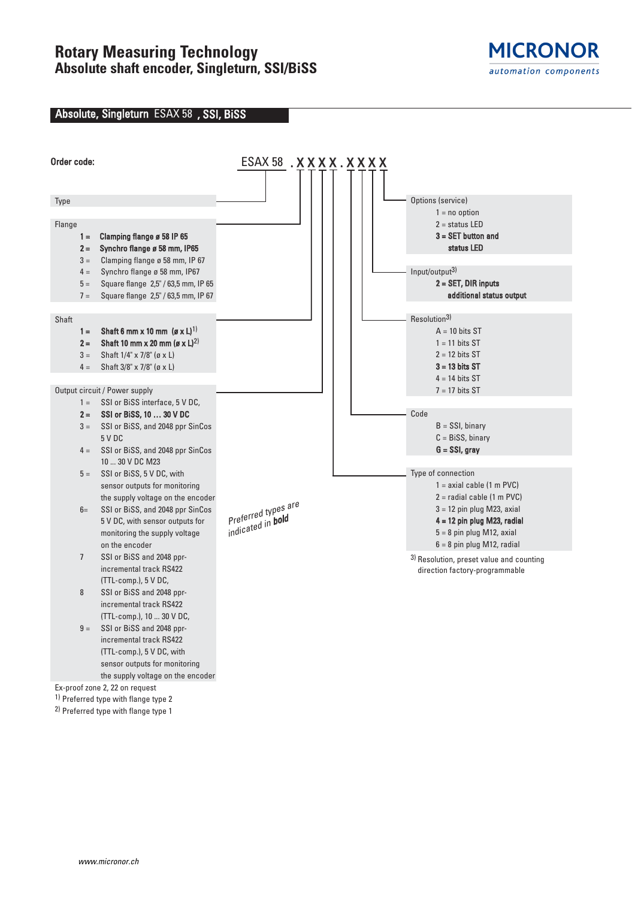# Rotary Measuring Technology
## Absolute shaft encoder, Singleturn, SSI/BiSS

MICRONOR
*automation components*

## Absolute, Singleturn ESAX 58, SSI, BiSS

**Order code:** ESAX 58 . X X X X . X X X X

**Type**

**Flange**
- **1 = Clamping flange ø 58 IP 65**
- **2 = Synchro flange ø 58 mm, IP65**
- 3 = Clamping flange ø 58 mm, IP 67
- 4 = Synchro flange ø 58 mm, IP67
- 5 = Square flange 2,5" / 63,5 mm, IP 65
- 7 = Square flange 2,5" / 63,5 mm, IP 67

**Shaft**
- **1 = Shaft 6 mm x 10 mm (ø x L)[1]**
- **2 = Shaft 10 mm x 20 mm (ø x L)[2]**
- 3 = Shaft 1/4" x 7/8" (ø x L)
- 4 = Shaft 3/8" x 7/8" (ø x L)

**Output circuit / Power supply**
- 1 = SSI or BiSS interface, 5 V DC,
- **2 = SSI or BiSS, 10 ... 30 V DC**
- 3 = SSI or BiSS, and 2048 ppr SinCos 5 V DC
- 4 = SSI or BiSS, and 2048 ppr SinCos 10 ... 30 V DC M23
- 5 = SSI or BiSS, 5 V DC, with sensor outputs for monitoring the supply voltage on the encoder
- 6 = SSI or BiSS, and 2048 ppr SinCos 5 V DC, with sensor outputs for monitoring the supply voltage on the encoder
- 7 SSI or BiSS and 2048 ppr-incremental track RS422 (TTL-comp.), 5 V DC,
- 8 SSI or BiSS and 2048 ppr-incremental track RS422 (TTL-comp.), 10 ... 30 V DC,
- 9 = SSI or BiSS and 2048 ppr-incremental track RS422 (TTL-comp.), 5 V DC, with sensor outputs for monitoring the supply voltage on the encoder

Ex-proof zone 2, 22 on request

[1] Preferred type with flange type 2

[2] Preferred type with flange type 1

*Preferred types are indicated in **bold***

**Options (service)**
- 1 = no option
- 2 = status LED
- **3 = SET button and status LED**

**Input/output[3]**
- **2 = SET, DIR inputs additional status output**

**Resolution[3]**
- A = 10 bits ST
- 1 = 11 bits ST
- 2 = 12 bits ST
- **3 = 13 bits ST**
- 4 = 14 bits ST
- 7 = 17 bits ST

**Code**
- B = SSI, binary
- C = BiSS, binary
- **G = SSI, gray**

**Type of connection**
- 1 = axial cable (1 m PVC)
- 2 = radial cable (1 m PVC)
- 3 = 12 pin plug M23, axial
- **4 = 12 pin plug M23, radial**
- 5 = 8 pin plug M12, axial
- 6 = 8 pin plug M12, radial

[3] Resolution, preset value and counting direction factory-programmable

www.micronor.ch